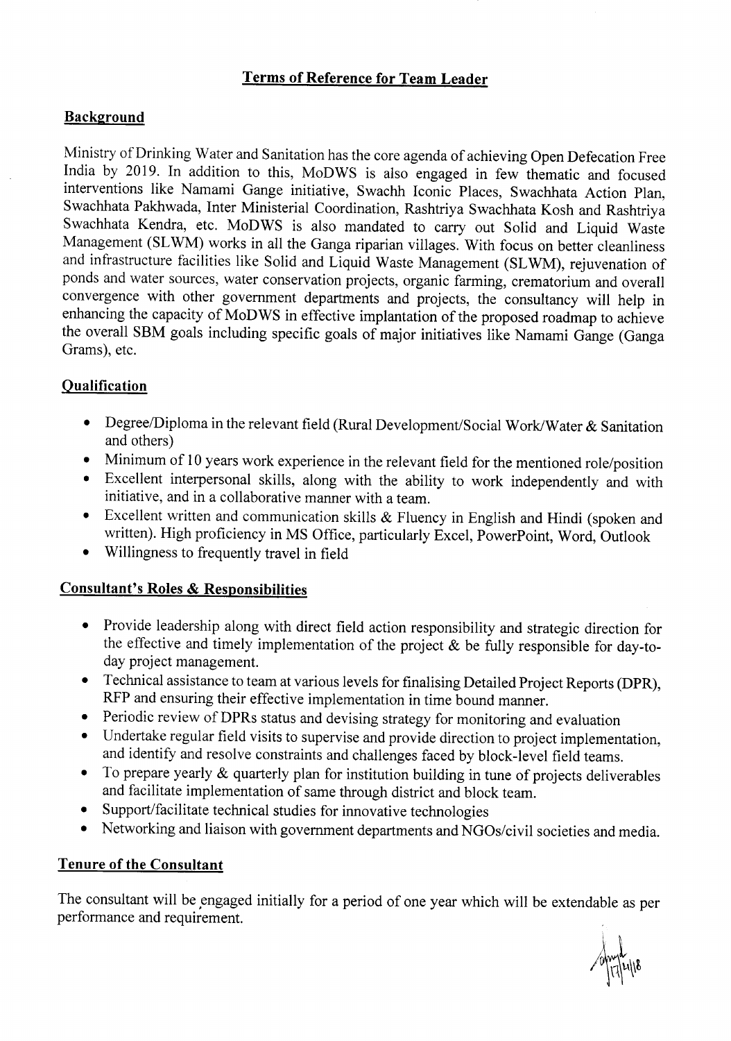# Terms of Reference for Team Leader

## Background

Ministry of Drinking Water and Sanitation has the core agenda of achieving Open Defecation Free India by 2019. In addition to this, MoDWS is also engaged in few thematic and focused interventions like Namami Gange initiative, Swachh Iconic Places, Swachhata Action Plan, Swachhata Pakhwada, Inter Ministerial Coordination, Rashtriya Swachhata Kosh and Rashtriya Swachhata Kendra, etc. MoDWS is also mandated to carry out Solid and Liquid Waste Management (SLWM) works in all the Ganga riparian villages. With focus on better cleanliness and infrastructure facilities like Solid and Liquid Waste Management (SLWM), rejuvenation of ponds and water sources, water conservation projects, organic farming, crematorium and overall convergence with other government departments and projects, the consultancy will help in enhancing the capacity of MoDWS in effective implantation of the proposed roadmap to achieve the overall SBM goals including specific goals of major initiatives like Namami Gange (Ganga Grams), etc.

## Qualification

- Degree/Diploma in the relevant field (Rural Development/Social Work/Water & Sanitation and others)
- Minimum of 10 years work experience in the relevant field for the mentioned role/position
- Excellent interpersonal skills, along with the ability to work independently and with initiative, and in a collaborative manner with a team.
- Excellent written and communication skills & Fluency in English and Hindi (spoken and written). High proficiency in MS Office, particularly Excel, PowerPoint, Word, Outlook
- Willingness to frequently travel in field

## Consultant's Roles & Responsibilities

- Provide leadership along with direct field action responsibility and strategic direction for the effective and timely implementation of the project & be fully responsible for day-to-day project management.
- Technical assistance to team at various levels for finalising Detailed Project Reports (DPR), RFP and ensuring their effective implementation in time bound manner.
- Periodic review of DPRs status and devising strategy for monitoring and evaluation
- Undertake regular field visits to supervise and provide direction to project implementation, and identify and resolve constraints and challenges faced by block-level field teams.
- To prepare yearly & quarterly plan for institution building in tune of projects deliverables and facilitate implementation of same through district and block team.
- Support/facilitate technical studies for innovative technologies
- Networking and liaison with government departments and NGOs/civil societies and media.

## Tenure of the Consultant

The consultant will be engaged initially for a period of one year which will be extendable as per performance and requirement.

17/4/18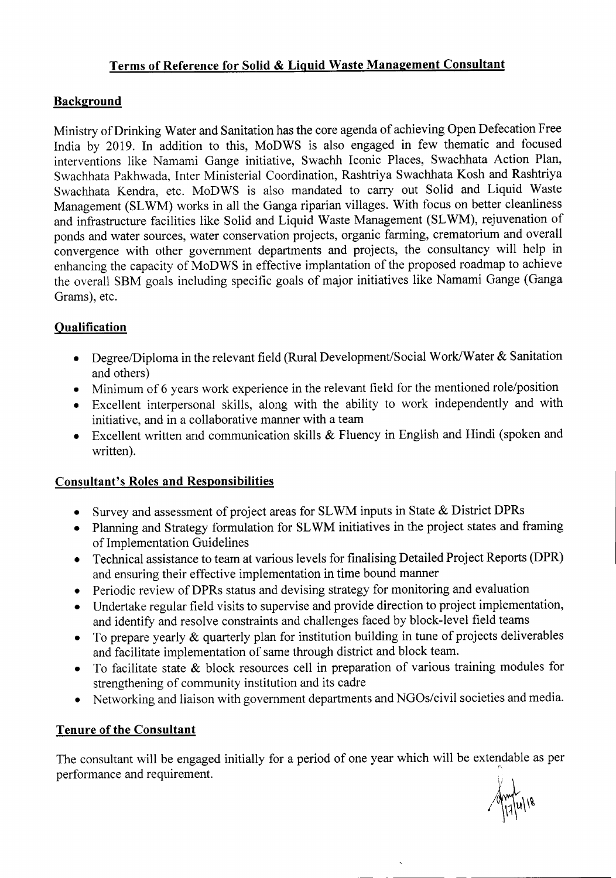## Terms of Reference for Solid & Liquid Waste Management Consultant

### Background

Ministry of Drinking Water and Sanitation has the core agenda of achieving Open Defecation Free India by 2019. In addition to this, MoDWS is also engaged in few thematic and focused interventions like Namami Gange initiative, Swachh Iconic Places, Swachhata Action Plan, Swachhata Pakhwada, Inter Ministerial Coordination, Rashtriya Swachhata Kosh and Rashtriya Swachhata Kendra, etc. MoDWS is also mandated to carry out Solid and Liquid Waste Management (SLWM) works in all the Ganga riparian villages. With focus on better cleanliness and infrastructure facilities like Solid and Liquid Waste Management (SLWM), rejuvenation of ponds and water sources, water conservation projects, organic farming, crematorium and overall convergence with other government departments and projects, the consultancy will help in enhancing the capacity of MoDWS in effective implantation of the proposed roadmap to achieve the overall SBM goals including specific goals of major initiatives like Namami Gange (Ganga Grams), etc.

### Qualification

- Degree/Diploma in the relevant field (Rural Development/Social Work/Water & Sanitation and others)
- Minimum of 6 years work experience in the relevant field for the mentioned role/position
- Excellent interpersonal skills, along with the ability to work independently and with initiative, and in a collaborative manner with a team
- Excellent written and communication skills & Fluency in English and Hindi (spoken and written).

### Consultant's Roles and Responsibilities

- Survey and assessment of project areas for SLWM inputs in State & District DPRs
- Planning and Strategy formulation for SLWM initiatives in the project states and framing of Implementation Guidelines
- Technical assistance to team at various levels for finalising Detailed Project Reports (DPR) and ensuring their effective implementation in time bound manner
- Periodic review of DPRs status and devising strategy for monitoring and evaluation
- Undertake regular field visits to supervise and provide direction to project implementation, and identify and resolve constraints and challenges faced by block-level field teams
- To prepare yearly & quarterly plan for institution building in tune of projects deliverables and facilitate implementation of same through district and block team.
- To facilitate state & block resources cell in preparation of various training modules for strengthening of community institution and its cadre
- Networking and liaison with government departments and NGOs/civil societies and media.

### Tenure of the Consultant

The consultant will be engaged initially for a period of one year which will be extendable as per performance and requirement.

17/4/18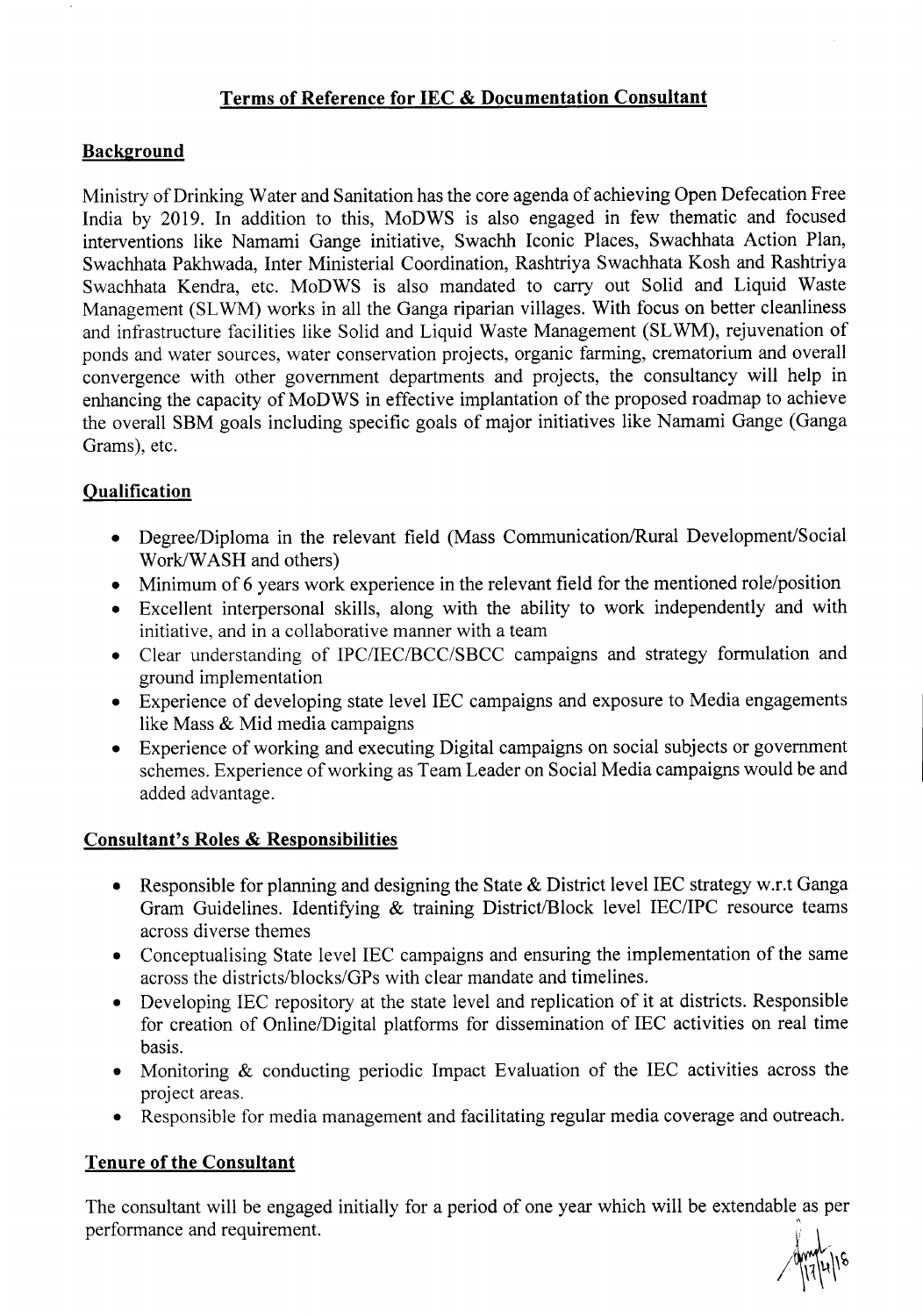## Terms of Reference for IEC & Documentation Consultant

### Background

Ministry of Drinking Water and Sanitation has the core agenda of achieving Open Defecation Free India by 2019. In addition to this, MoDWS is also engaged in few thematic and focused interventions like Namami Gange initiative, Swachh Iconic Places, Swachhata Action Plan, Swachhata Pakhwada, Inter Ministerial Coordination, Rashtriya Swachhata Kosh and Rashtriya Swachhata Kendra, etc. MoDWS is also mandated to carry out Solid and Liquid Waste Management (SLWM) works in all the Ganga riparian villages. With focus on better cleanliness and infrastructure facilities like Solid and Liquid Waste Management (SLWM), rejuvenation of ponds and water sources, water conservation projects, organic farming, crematorium and overall convergence with other government departments and projects, the consultancy will help in enhancing the capacity of MoDWS in effective implantation of the proposed roadmap to achieve the overall SBM goals including specific goals of major initiatives like Namami Gange (Ganga Grams), etc.

### Qualification

- Degree/Diploma in the relevant field (Mass Communication/Rural Development/Social Work/WASH and others)
- Minimum of 6 years work experience in the relevant field for the mentioned role/position
- Excellent interpersonal skills, along with the ability to work independently and with initiative, and in a collaborative manner with a team
- Clear understanding of IPC/IEC/BCC/SBCC campaigns and strategy formulation and ground implementation
- Experience of developing state level IEC campaigns and exposure to Media engagements like Mass & Mid media campaigns
- Experience of working and executing Digital campaigns on social subjects or government schemes. Experience of working as Team Leader on Social Media campaigns would be and added advantage.

### Consultant's Roles & Responsibilities

- Responsible for planning and designing the State & District level IEC strategy w.r.t Ganga Gram Guidelines. Identifying & training District/Block level IEC/IPC resource teams across diverse themes
- Conceptualising State level IEC campaigns and ensuring the implementation of the same across the districts/blocks/GPs with clear mandate and timelines.
- Developing IEC repository at the state level and replication of it at districts. Responsible for creation of Online/Digital platforms for dissemination of IEC activities on real time basis.
- Monitoring & conducting periodic Impact Evaluation of the IEC activities across the project areas.
- Responsible for media management and facilitating regular media coverage and outreach.

### Tenure of the Consultant

The consultant will be engaged initially for a period of one year which will be extendable as per performance and requirement.

17/4/18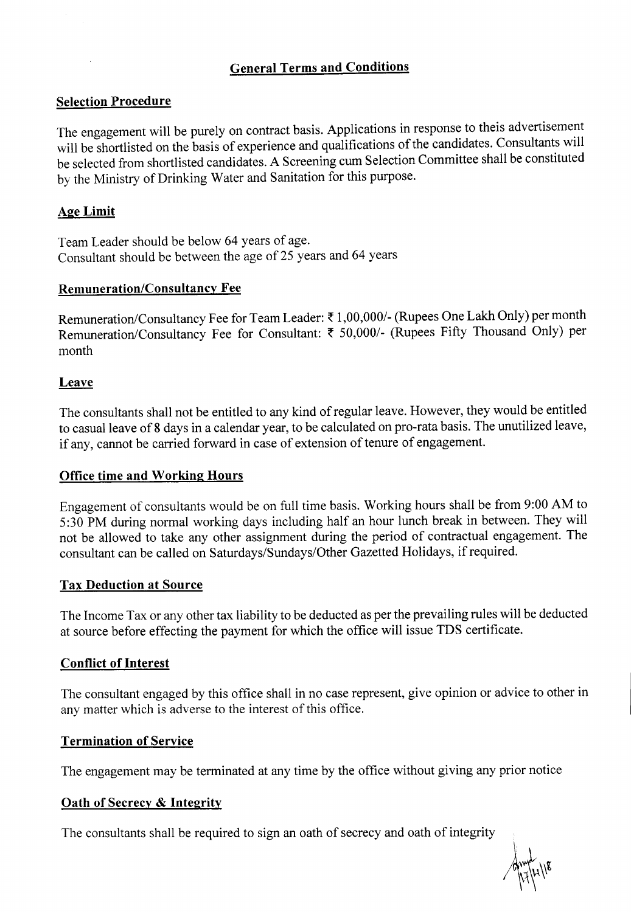## General Terms and Conditions

### Selection Procedure

The engagement will be purely on contract basis. Applications in response to theis advertisement will be shortlisted on the basis of experience and qualifications of the candidates. Consultants will be selected from shortlisted candidates. A Screening cum Selection Committee shall be constituted by the Ministry of Drinking Water and Sanitation for this purpose.

### Age Limit

Team Leader should be below 64 years of age.
Consultant should be between the age of 25 years and 64 years

### Remuneration/Consultancy Fee

Remuneration/Consultancy Fee for Team Leader: ₹ 1,00,000/- (Rupees One Lakh Only) per month
Remuneration/Consultancy Fee for Consultant: ₹ 50,000/- (Rupees Fifty Thousand Only) per month

### Leave

The consultants shall not be entitled to any kind of regular leave. However, they would be entitled to casual leave of 8 days in a calendar year, to be calculated on pro-rata basis. The unutilized leave, if any, cannot be carried forward in case of extension of tenure of engagement.

### Office time and Working Hours

Engagement of consultants would be on full time basis. Working hours shall be from 9:00 AM to 5:30 PM during normal working days including half an hour lunch break in between. They will not be allowed to take any other assignment during the period of contractual engagement. The consultant can be called on Saturdays/Sundays/Other Gazetted Holidays, if required.

### Tax Deduction at Source

The Income Tax or any other tax liability to be deducted as per the prevailing rules will be deducted at source before effecting the payment for which the office will issue TDS certificate.

### Conflict of Interest

The consultant engaged by this office shall in no case represent, give opinion or advice to other in any matter which is adverse to the interest of this office.

### Termination of Service

The engagement may be terminated at any time by the office without giving any prior notice

### Oath of Secrecy & Integrity

The consultants shall be required to sign an oath of secrecy and oath of integrity

17/4/18